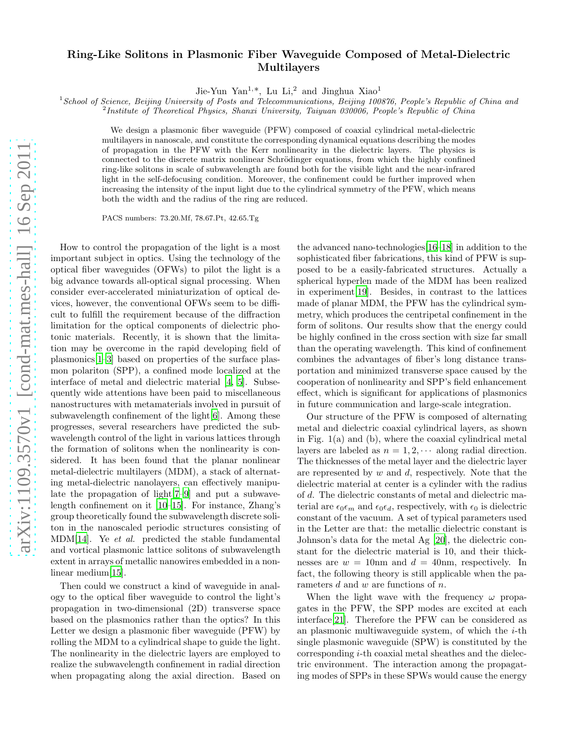# Ring-Like Solitons in Plasmonic Fiber Waveguide Composed of Metal-Dielectric Multilayers

Jie-Yun Yan[1,*], Lu Li,[2] and Jinghua Xiao[1]

[1]*School of Science, Beijing University of Posts and Telecommunications, Beijing 100876, People's Republic of China and*
[2]*Institute of Theoretical Physics, Shanxi University, Taiyuan 030006, People's Republic of China*

We design a plasmonic fiber waveguide (PFW) composed of coaxial cylindrical metal-dielectric multilayers in nanoscale, and constitute the corresponding dynamical equations describing the modes of propagation in the PFW with the Kerr nonlinearity in the dielectric layers. The physics is connected to the discrete matrix nonlinear Schrödinger equations, from which the highly confined ring-like solitons in scale of subwavelength are found both for the visible light and the near-infrared light in the self-defocusing condition. Moreover, the confinement could be further improved when increasing the intensity of the input light due to the cylindrical symmetry of the PFW, which means both the width and the radius of the ring are reduced.

PACS numbers: 73.20.Mf, 78.67.Pt, 42.65.Tg

How to control the propagation of the light is a most important subject in optics. Using the technology of the optical fiber waveguides (OFWs) to pilot the light is a big advance towards all-optical signal processing. When consider ever-accelerated miniaturization of optical devices, however, the conventional OFWs seem to be difficult to fulfill the requirement because of the diffraction limitation for the optical components of dielectric photonic materials. Recently, it is shown that the limitation may be overcome in the rapid developing field of plasmonics[1–3] based on properties of the surface plasmon polariton (SPP), a confined mode localized at the interface of metal and dielectric material [4, 5]. Subsequently wide attentions have been paid to miscellaneous nanostructures with metamaterials involved in pursuit of subwavelength confinement of the light[6]. Among these progresses, several researchers have predicted the subwavelength control of the light in various lattices through the formation of solitons when the nonlinearity is considered. It has been found that the planar nonlinear metal-dielectric multilayers (MDM), a stack of alternating metal-dielectric nanolayers, can effectively manipulate the propagation of light[7–9] and put a subwavelength confinement on it [10–15]. For instance, Zhang's group theoretically found the subwavelength discrete soliton in the nanoscaled periodic structures consisting of MDM[14]. Ye *et al.* predicted the stable fundamental and vortical plasmonic lattice solitons of subwavelength extent in arrays of metallic nanowires embedded in a nonlinear medium[15].

Then could we construct a kind of waveguide in analogy to the optical fiber waveguide to control the light's propagation in two-dimensional (2D) transverse space based on the plasmonics rather than the optics? In this Letter we design a plasmonic fiber waveguide (PFW) by rolling the MDM to a cylindrical shape to guide the light. The nonlinearity in the dielectric layers are employed to realize the subwavelength confinement in radial direction when propagating along the axial direction. Based on the advanced nano-technologies[16–18] in addition to the sophisticated fiber fabrications, this kind of PFW is supposed to be a easily-fabricated structures. Actually a spherical hyperlen made of the MDM has been realized in experiment[19]. Besides, in contrast to the lattices made of planar MDM, the PFW has the cylindrical symmetry, which produces the centripetal confinement in the form of solitons. Our results show that the energy could be highly confined in the cross section with size far small than the operating wavelength. This kind of confinement combines the advantages of fiber's long distance transportation and minimized transverse space caused by the cooperation of nonlinearity and SPP's field enhancement effect, which is significant for applications of plasmonics in future communication and large-scale integration.

Our structure of the PFW is composed of alternating metal and dielectric coaxial cylindrical layers, as shown in Fig. 1(a) and (b), where the coaxial cylindrical metal layers are labeled as $n = 1, 2, \cdots$ along radial direction. The thicknesses of the metal layer and the dielectric layer are represented by $w$ and $d$, respectively. Note that the dielectric material at center is a cylinder with the radius of $d$. The dielectric constants of metal and dielectric material are $\epsilon_0\epsilon_m$ and $\epsilon_0\epsilon_d$, respectively, with $\epsilon_0$ is dielectric constant of the vacuum. A set of typical parameters used in the Letter are that: the metallic dielectric constant is Johnson's data for the metal Ag [20], the dielectric constant for the dielectric material is 10, and their thicknesses are $w = 10$nm and $d = 40$nm, respectively. In fact, the following theory is still applicable when the parameters $d$ and $w$ are functions of $n$.

When the light wave with the frequency $\omega$ propagates in the PFW, the SPP modes are excited at each interface[21]. Therefore the PFW can be considered as an plasmonic multiwaveguide system, of which the $i$-th single plasmonic waveguide (SPW) is constituted by the corresponding $i$-th coaxial metal sheathes and the dielectric environment. The interaction among the propagating modes of SPPs in these SPWs would cause the energy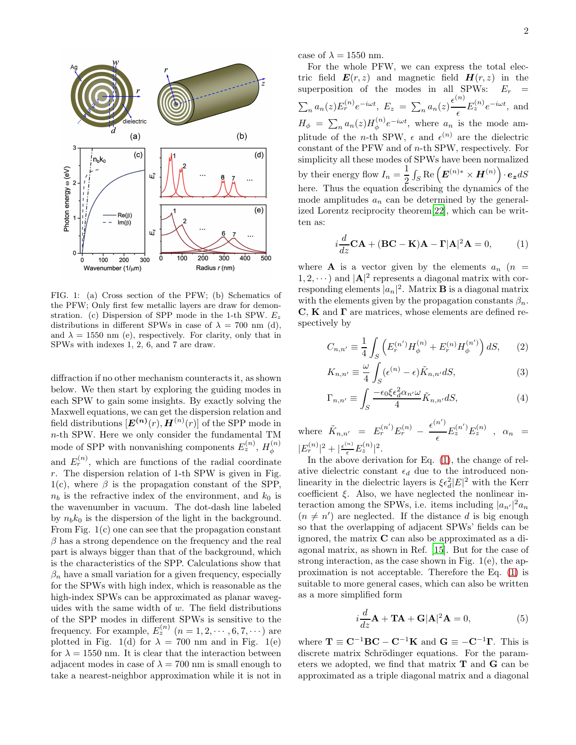FIG. 1: (a) Cross section of the PFW; (b) Schematics of the PFW; Only first few metallic layers are draw for demonstration. (c) Dispersion of SPP mode in the 1-th SPW. $E_z$ distributions in different SPWs in case of $\lambda = 700$ nm (d), and $\lambda = 1550$ nm (e), respectively. For clarity, only that in SPWs with indexes 1, 2, 6, and 7 are draw.

diffraction if no other mechanism counteracts it, as shown below. We then start by exploring the guiding modes in each SPW to gain some insights. By exactly solving the Maxwell equations, we can get the dispersion relation and field distributions $[\boldsymbol{E}^{(n)}(r), \boldsymbol{H}^{(n)}(r)]$ of the SPP mode in $n$-th SPW. Here we only consider the fundamental TM mode of SPP with nonvanishing components $E_z^{(n)}$, $H_\phi^{(n)}$ and $E_r^{(n)}$, which are functions of the radial coordinate $r$. The dispersion relation of 1-th SPW is given in Fig. 1(c), where $\beta$ is the propagation constant of the SPP, $n_b$ is the refractive index of the environment, and $k_0$ is the wavenumber in vacuum. The dot-dash line labeled by $n_b k_0$ is the dispersion of the light in the background. From Fig. 1(c) one can see that the propagation constant $\beta$ has a strong dependence on the frequency and the real part is always bigger than that of the background, which is the characteristics of the SPP. Calculations show that $\beta_n$ have a small variation for a given frequency, especially for the SPWs with high index, which is reasonable as the high-index SPWs can be approximated as planar waveguides with the same width of $w$. The field distributions of the SPP modes in different SPWs is sensitive to the frequency. For example, $E_z^{(n)}$ $(n = 1, 2, \cdots, 6, 7, \cdots)$ are plotted in Fig. 1(d) for $\lambda = 700$ nm and in Fig. 1(e) for $\lambda = 1550$ nm. It is clear that the interaction between adjacent modes in case of $\lambda = 700$ nm is small enough to take a nearest-neighbor approximation while it is not in case of $\lambda = 1550$ nm.

For the whole PFW, we can express the total electric field $\boldsymbol{E}(r, z)$ and magnetic field $\boldsymbol{H}(r, z)$ in the superposition of the modes in all SPWs: $E_r = \sum_n a_n(z) E_r^{(n)} e^{-i\omega t}$, $E_z = \sum_n a_n(z) \frac{\epsilon^{(n)}}{\epsilon} E_z^{(n)} e^{-i\omega t}$, and $H_\phi = \sum_n a_n(z) H_\phi^{(n)} e^{-i\omega t}$, where $a_n$ is the mode amplitude of the $n$-th SPW, $\epsilon$ and $\epsilon^{(n)}$ are the dielectric constant of the PFW and of $n$-th SPW, respectively. For simplicity all these modes of SPWs have been normalized by their energy flow $I_n = \frac{1}{2} \int_S \mathrm{Re}\left(\boldsymbol{E}^{(n)*} \times \boldsymbol{H}^{(n)}\right) \cdot \boldsymbol{e_z} dS$ here. Thus the equation describing the dynamics of the mode amplitudes $a_n$ can be determined by the generalized Lorentz reciprocity theorem[22], which can be written as:

$$i\frac{d}{dz}\mathbf{C}\mathbf{A} + (\mathbf{B}\mathbf{C} - \mathbf{K})\mathbf{A} - \mathbf{\Gamma}|\mathbf{A}|^2\mathbf{A} = 0, \tag{1}$$

where $\mathbf{A}$ is a vector given by the elements $a_n$ $(n = 1, 2, \cdots)$ and $|\mathbf{A}|^2$ represents a diagonal matrix with corresponding elements $|a_n|^2$. Matrix $\mathbf{B}$ is a diagonal matrix with the elements given by the propagation constants $\beta_n$. $\mathbf{C}$, $\mathbf{K}$ and $\mathbf{\Gamma}$ are matrices, whose elements are defined respectively by

$$C_{n,n'} \equiv \frac{1}{4} \int_S \left(E_r^{(n')} H_\phi^{(n)} + E_r^{(n)} H_\phi^{(n')}\right) dS, \tag{2}$$

$$K_{n,n'} \equiv \frac{\omega}{4} \int_S (\epsilon^{(n)} - \epsilon) \tilde{K}_{n,n'} dS, \tag{3}$$

$$\Gamma_{n,n'} \equiv \int_S \frac{-\epsilon_0 \xi \epsilon_d^2 \alpha_{n'} \omega}{4} \tilde{K}_{n,n'} dS, \tag{4}$$

where $\tilde{K}_{n,n'} = E_r^{(n')} E_r^{(n)} - \frac{\epsilon^{(n')}}{\epsilon} E_z^{(n')} E_z^{(n)}$ , $\alpha_n = |E_r^{(n)}|^2 + |\frac{\epsilon^{(n)}}{\epsilon} E_z^{(n)}|^2$.

In the above derivation for Eq. (1), the change of relative dielectric constant $\epsilon_d$ due to the introduced nonlinearity in the dielectric layers is $\xi \epsilon_d^2 |E|^2$ with the Kerr coefficient $\xi$. Also, we have neglected the nonlinear interaction among the SPWs, i.e. items including $|a_{n'}|^2 a_n$ $(n \neq n')$ are neglected. If the distance $d$ is big enough so that the overlapping of adjacent SPWs' fields can be ignored, the matrix $\mathbf{C}$ can also be approximated as a diagonal matrix, as shown in Ref. [15]. But for the case of strong interaction, as the case shown in Fig. 1(e), the approximation is not acceptable. Therefore the Eq. (1) is suitable to more general cases, which can also be written as a more simplified form

$$i\frac{d}{dz}\mathbf{A} + \mathbf{T}\mathbf{A} + \mathbf{G}|\mathbf{A}|^2\mathbf{A} = 0, \tag{5}$$

where $\mathbf{T} \equiv \mathbf{C}^{-1}\mathbf{B}\mathbf{C} - \mathbf{C}^{-1}\mathbf{K}$ and $\mathbf{G} \equiv -\mathbf{C}^{-1}\mathbf{\Gamma}$. This is discrete matrix Schrödinger equations. For the parameters we adopted, we find that matrix $\mathbf{T}$ and $\mathbf{G}$ can be approximated as a triple diagonal matrix and a diagonal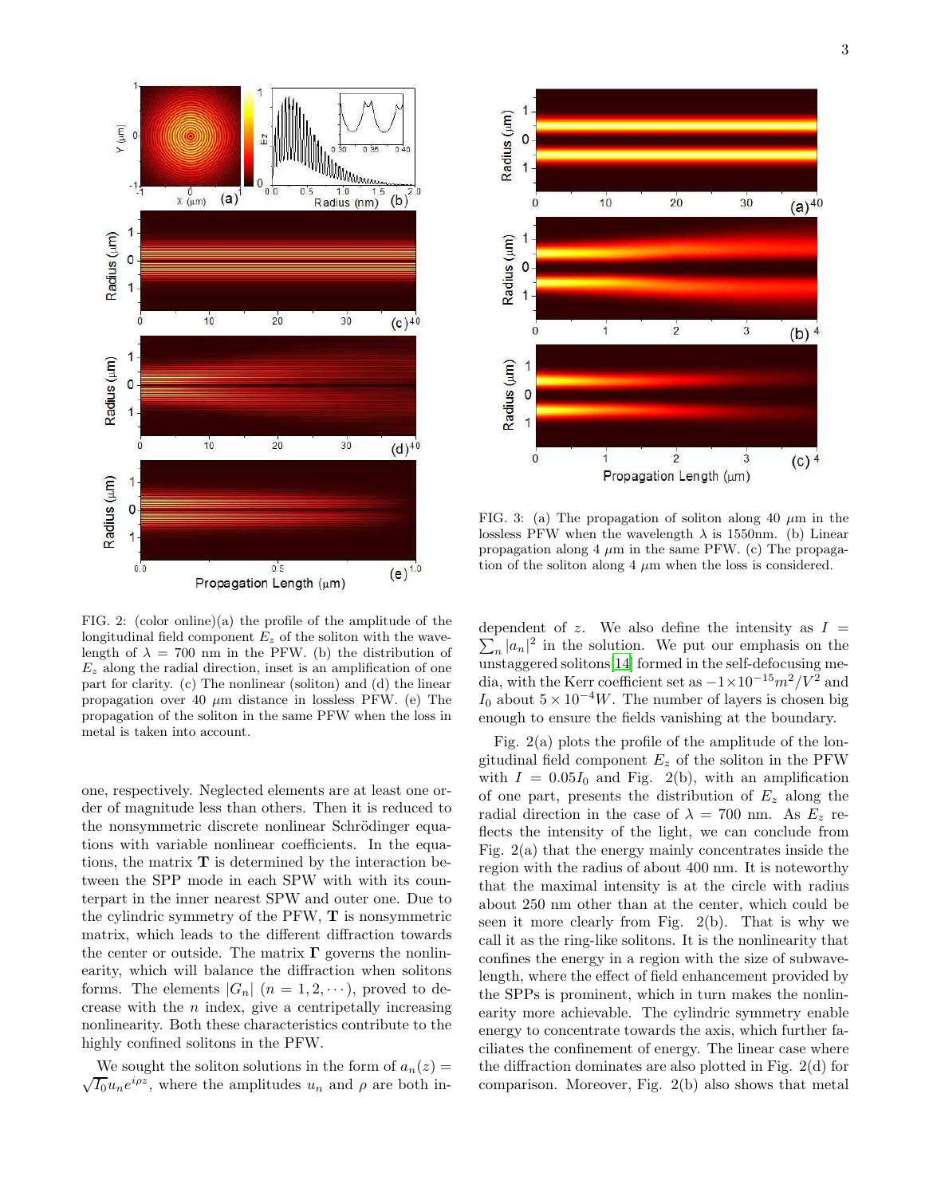FIG. 2: (color online)(a) the profile of the amplitude of the longitudinal field component $E_z$ of the soliton with the wavelength of $\lambda = 700$ nm in the PFW. (b) the distribution of $E_z$ along the radial direction, inset is an amplification of one part for clarity. (c) The nonlinear (soliton) and (d) the linear propagation over 40 $\mu$m distance in lossless PFW. (e) The propagation of the soliton in the same PFW when the loss in metal is taken into account.

FIG. 3: (a) The propagation of soliton along 40 $\mu$m in the lossless PFW when the wavelength $\lambda$ is 1550nm. (b) Linear propagation along 4 $\mu$m in the same PFW. (c) The propagation of the soliton along 4 $\mu$m when the loss is considered.

one, respectively. Neglected elements are at least one order of magnitude less than others. Then it is reduced to the nonsymmetric discrete nonlinear Schrödinger equations with variable nonlinear coefficients. In the equations, the matrix $\mathbf{T}$ is determined by the interaction between the SPP mode in each SPW with with its counterpart in the inner nearest SPW and outer one. Due to the cylindric symmetry of the PFW, $\mathbf{T}$ is nonsymmetric matrix, which leads to the different diffraction towards the center or outside. The matrix $\mathbf{\Gamma}$ governs the nonlinearity, which will balance the diffraction when solitons forms. The elements $|G_n|$ $(n = 1, 2, \cdots)$, proved to decrease with the $n$ index, give a centripetally increasing nonlinearity. Both these characteristics contribute to the highly confined solitons in the PFW.

We sought the soliton solutions in the form of $a_n(z) = \sqrt{I_0} u_n e^{i\rho z}$, where the amplitudes $u_n$ and $\rho$ are both independent of $z$. We also define the intensity as $I = \sum_n |a_n|^2$ in the solution. We put our emphasis on the unstaggered solitons[14] formed in the self-defocusing media, with the Kerr coefficient set as $-1\times10^{-15}m^2/V^2$ and $I_0$ about $5 \times 10^{-4}W$. The number of layers is chosen big enough to ensure the fields vanishing at the boundary.

Fig. 2(a) plots the profile of the amplitude of the longitudinal field component $E_z$ of the soliton in the PFW with $I = 0.05I_0$ and Fig. 2(b), with an amplification of one part, presents the distribution of $E_z$ along the radial direction in the case of $\lambda = 700$ nm. As $E_z$ reflects the intensity of the light, we can conclude from Fig. 2(a) that the energy mainly concentrates inside the region with the radius of about 400 nm. It is noteworthy that the maximal intensity is at the circle with radius about 250 nm other than at the center, which could be seen it more clearly from Fig. 2(b). That is why we call it as the ring-like solitons. It is the nonlinearity that confines the energy in a region with the size of subwavelength, where the effect of field enhancement provided by the SPPs is prominent, which in turn makes the nonlinearity more achievable. The cylindric symmetry enable energy to concentrate towards the axis, which further faciliates the confinement of energy. The linear case where the diffraction dominates are also plotted in Fig. 2(d) for comparison. Moreover, Fig. 2(b) also shows that metal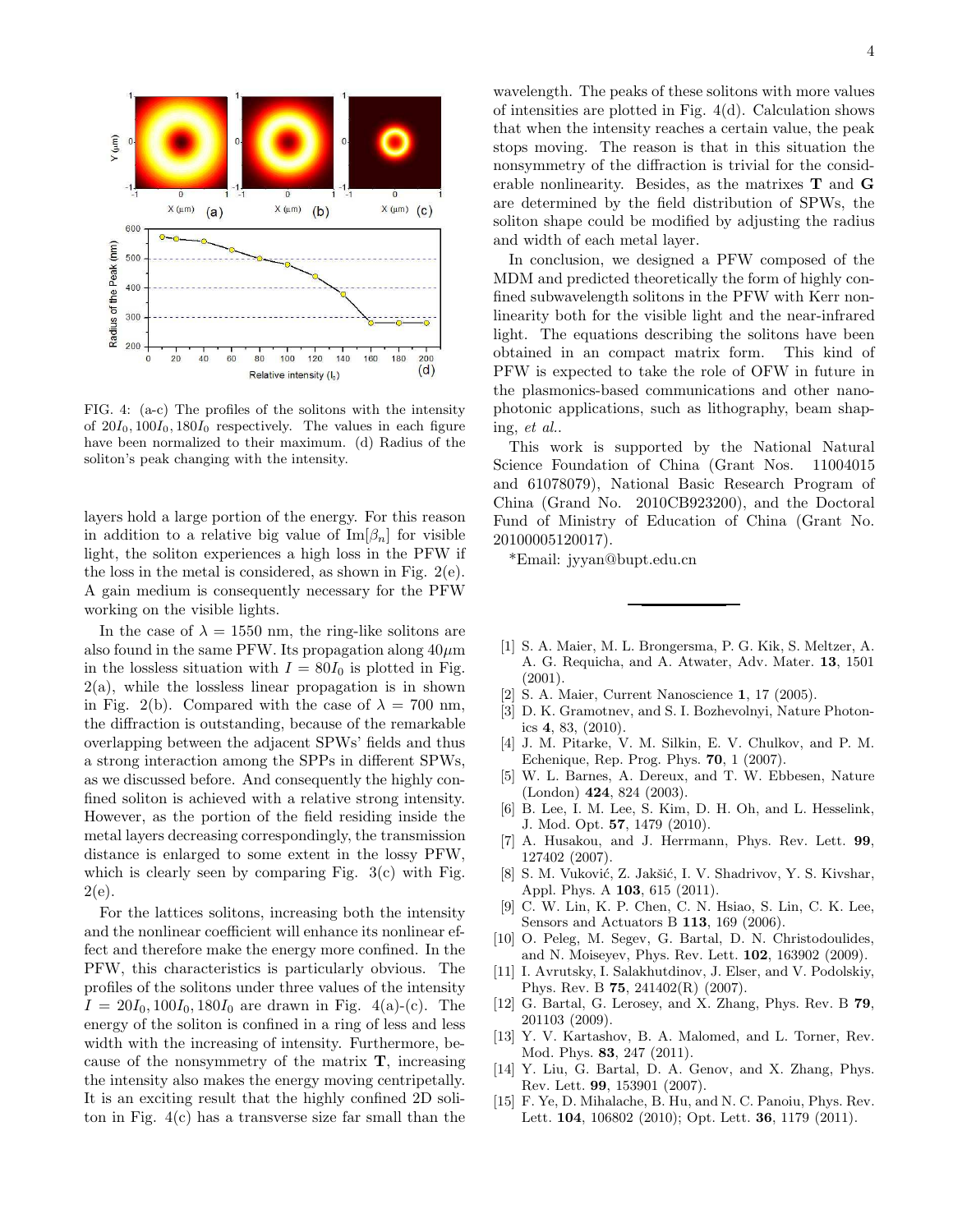FIG. 4: (a-c) The profiles of the solitons with the intensity of $20I_0, 100I_0, 180I_0$ respectively. The values in each figure have been normalized to their maximum. (d) Radius of the soliton's peak changing with the intensity.

layers hold a large portion of the energy. For this reason in addition to a relative big value of $\text{Im}[\beta_n]$ for visible light, the soliton experiences a high loss in the PFW if the loss in the metal is considered, as shown in Fig. 2(e). A gain medium is consequently necessary for the PFW working on the visible lights.

In the case of $\lambda = 1550$ nm, the ring-like solitons are also found in the same PFW. Its propagation along $40\mu$m in the lossless situation with $I = 80I_0$ is plotted in Fig. 2(a), while the lossless linear propagation is in shown in Fig. 2(b). Compared with the case of $\lambda = 700$ nm, the diffraction is outstanding, because of the remarkable overlapping between the adjacent SPWs' fields and thus a strong interaction among the SPPs in different SPWs, as we discussed before. And consequently the highly confined soliton is achieved with a relative strong intensity. However, as the portion of the field residing inside the metal layers decreasing correspondingly, the transmission distance is enlarged to some extent in the lossy PFW, which is clearly seen by comparing Fig. 3(c) with Fig. 2(e).

For the lattices solitons, increasing both the intensity and the nonlinear coefficient will enhance its nonlinear effect and therefore make the energy more confined. In the PFW, this characteristics is particularly obvious. The profiles of the solitons under three values of the intensity $I = 20I_0, 100I_0, 180I_0$ are drawn in Fig. 4(a)-(c). The energy of the soliton is confined in a ring of less and less width with the increasing of intensity. Furthermore, because of the nonsymmetry of the matrix $\mathbf{T}$, increasing the intensity also makes the energy moving centripetally. It is an exciting result that the highly confined 2D soliton in Fig. 4(c) has a transverse size far small than the wavelength. The peaks of these solitons with more values of intensities are plotted in Fig. 4(d). Calculation shows that when the intensity reaches a certain value, the peak stops moving. The reason is that in this situation the nonsymmetry of the diffraction is trivial for the considerable nonlinearity. Besides, as the matrixes $\mathbf{T}$ and $\mathbf{G}$ are determined by the field distribution of SPWs, the soliton shape could be modified by adjusting the radius and width of each metal layer.

In conclusion, we designed a PFW composed of the MDM and predicted theoretically the form of highly confined subwavelength solitons in the PFW with Kerr nonlinearity both for the visible light and the near-infrared light. The equations describing the solitons have been obtained in an compact matrix form. This kind of PFW is expected to take the role of OFW in future in the plasmonics-based communications and other nanophotonic applications, such as lithography, beam shaping, *et al.*.

This work is supported by the National Natural Science Foundation of China (Grant Nos. 11004015 and 61078079), National Basic Research Program of China (Grand No. 2010CB923200), and the Doctoral Fund of Ministry of Education of China (Grant No. 20100005120017).

*Email: jyyan@bupt.edu.cn

---

[1] S. A. Maier, M. L. Brongersma, P. G. Kik, S. Meltzer, A. A. G. Requicha, and A. Atwater, Adv. Mater. **13**, 1501 (2001).

[2] S. A. Maier, Current Nanoscience **1**, 17 (2005).

[3] D. K. Gramotnev, and S. I. Bozhevolnyi, Nature Photonics **4**, 83, (2010).

[4] J. M. Pitarke, V. M. Silkin, E. V. Chulkov, and P. M. Echenique, Rep. Prog. Phys. **70**, 1 (2007).

[5] W. L. Barnes, A. Dereux, and T. W. Ebbesen, Nature (London) **424**, 824 (2003).

[6] B. Lee, I. M. Lee, S. Kim, D. H. Oh, and L. Hesselink, J. Mod. Opt. **57**, 1479 (2010).

[7] A. Husakou, and J. Herrmann, Phys. Rev. Lett. **99**, 127402 (2007).

[8] S. M. Vuković, Z. Jakšić, I. V. Shadrivov, Y. S. Kivshar, Appl. Phys. A **103**, 615 (2011).

[9] C. W. Lin, K. P. Chen, C. N. Hsiao, S. Lin, C. K. Lee, Sensors and Actuators B **113**, 169 (2006).

[10] O. Peleg, M. Segev, G. Bartal, D. N. Christodoulides, and N. Moiseyev, Phys. Rev. Lett. **102**, 163902 (2009).

[11] I. Avrutsky, I. Salakhutdinov, J. Elser, and V. Podolskiy, Phys. Rev. B **75**, 241402(R) (2007).

[12] G. Bartal, G. Lerosey, and X. Zhang, Phys. Rev. B **79**, 201103 (2009).

[13] Y. V. Kartashov, B. A. Malomed, and L. Torner, Rev. Mod. Phys. **83**, 247 (2011).

[14] Y. Liu, G. Bartal, D. A. Genov, and X. Zhang, Phys. Rev. Lett. **99**, 153901 (2007).

[15] F. Ye, D. Mihalache, B. Hu, and N. C. Panoiu, Phys. Rev. Lett. **104**, 106802 (2010); Opt. Lett. **36**, 1179 (2011).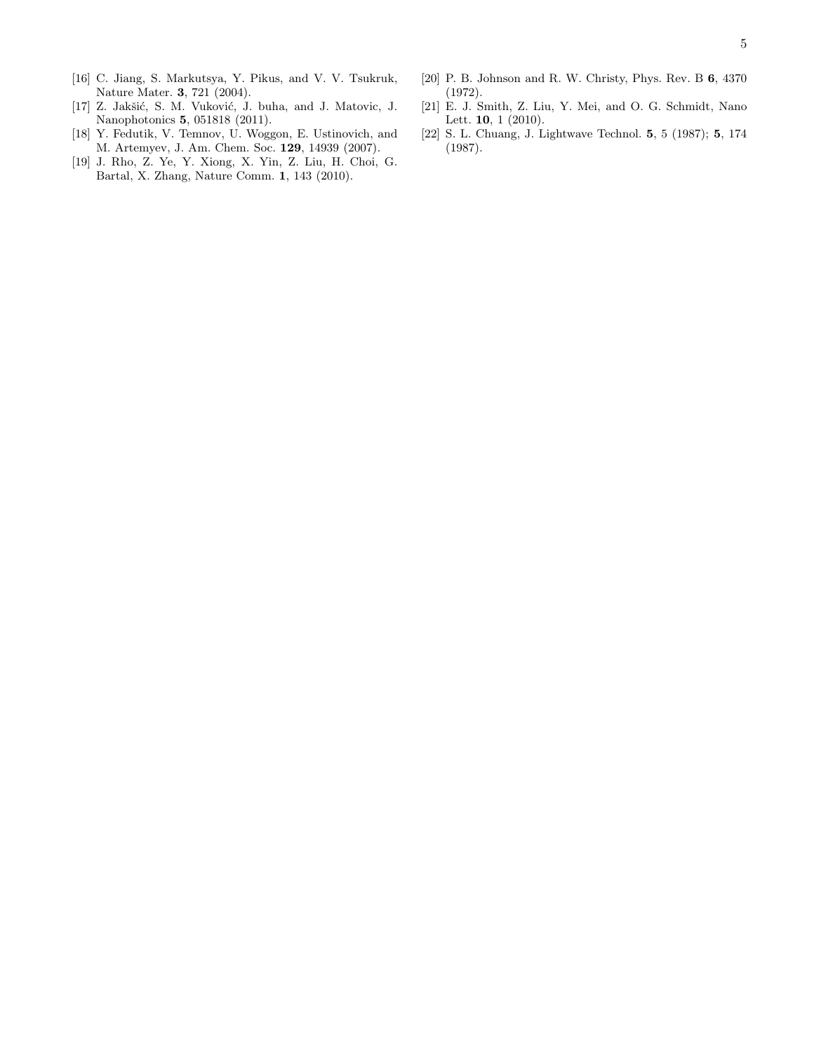[16] C. Jiang, S. Markutsya, Y. Pikus, and V. V. Tsukruk, Nature Mater. **3**, 721 (2004).

[17] Z. Jakšić, S. M. Vuković, J. buha, and J. Matovic, J. Nanophotonics **5**, 051818 (2011).

[18] Y. Fedutik, V. Temnov, U. Woggon, E. Ustinovich, and M. Artemyev, J. Am. Chem. Soc. **129**, 14939 (2007).

[19] J. Rho, Z. Ye, Y. Xiong, X. Yin, Z. Liu, H. Choi, G. Bartal, X. Zhang, Nature Comm. **1**, 143 (2010).

[20] P. B. Johnson and R. W. Christy, Phys. Rev. B **6**, 4370 (1972).

[21] E. J. Smith, Z. Liu, Y. Mei, and O. G. Schmidt, Nano Lett. **10**, 1 (2010).

[22] S. L. Chuang, J. Lightwave Technol. **5**, 5 (1987); **5**, 174 (1987).